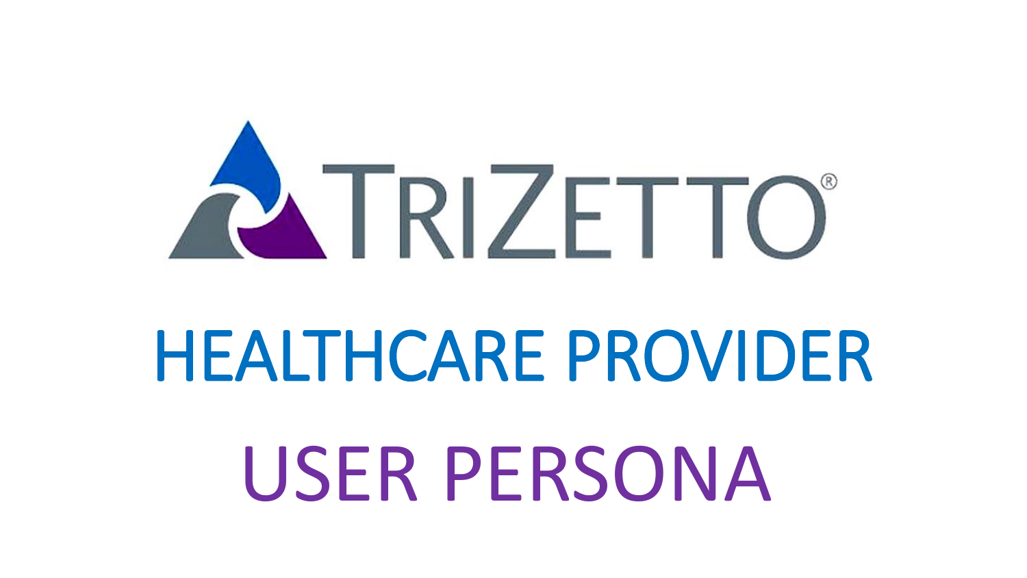# TRIZETTO®

# HEALTHCARE PROVIDER

# USER PERSONA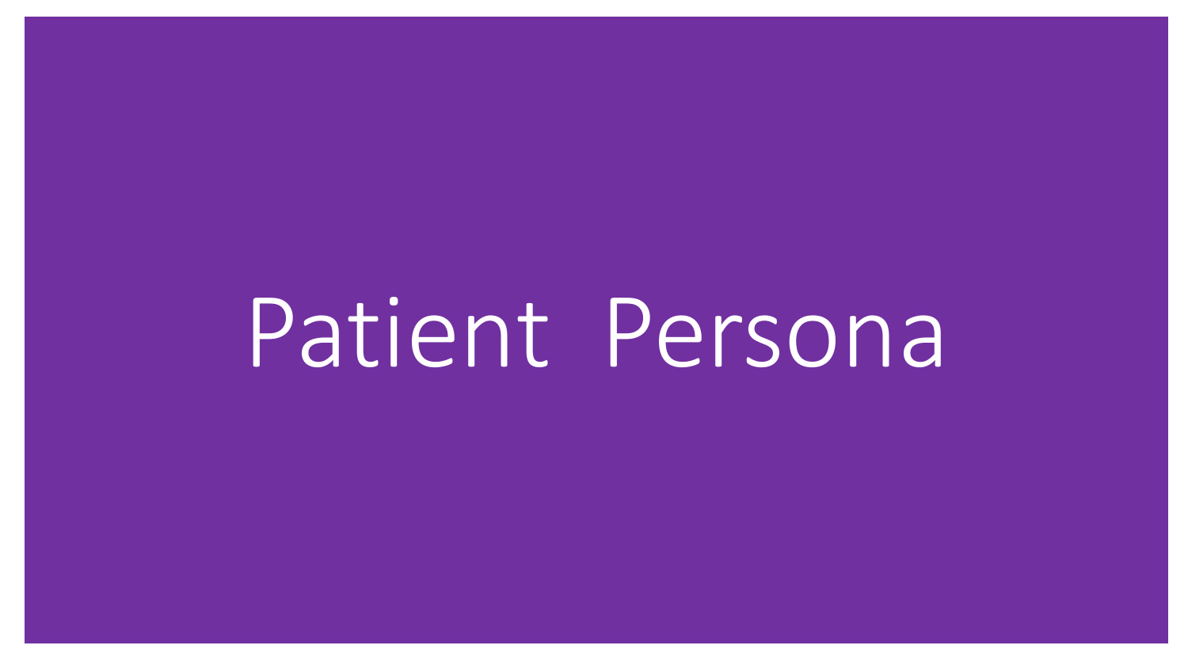# Patient Persona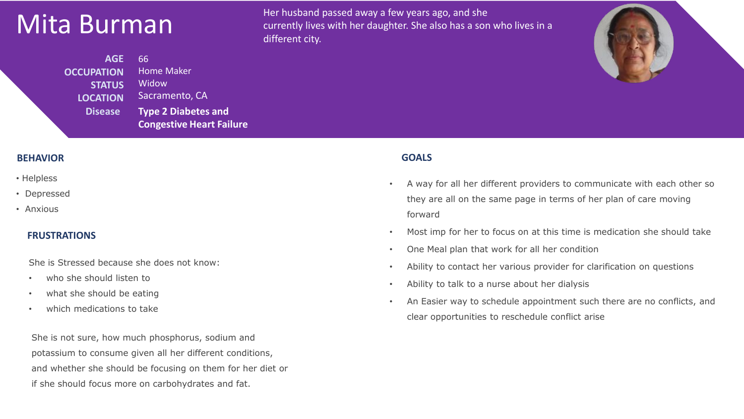# Mita Burman

Her husband passed away a few years ago, and she currently lives with her daughter. She also has a son who lives in a different city.

**AGE** 66
**OCCUPATION** Home Maker
**STATUS** Widow
**LOCATION** Sacramento, CA
**Disease** **Type 2 Diabetes and Congestive Heart Failure**

## BEHAVIOR

- Helpless
- Depressed
- Anxious

## FRUSTRATIONS

She is Stressed because she does not know:

- who she should listen to
- what she should be eating
- which medications to take

She is not sure, how much phosphorus, sodium and potassium to consume given all her different conditions, and whether she should be focusing on them for her diet or if she should focus more on carbohydrates and fat.

## GOALS

- A way for all her different providers to communicate with each other so they are all on the same page in terms of her plan of care moving forward
- Most imp for her to focus on at this time is medication she should take
- One Meal plan that work for all her condition
- Ability to contact her various provider for clarification on questions
- Ability to talk to a nurse about her dialysis
- An Easier way to schedule appointment such there are no conflicts, and clear opportunities to reschedule conflict arise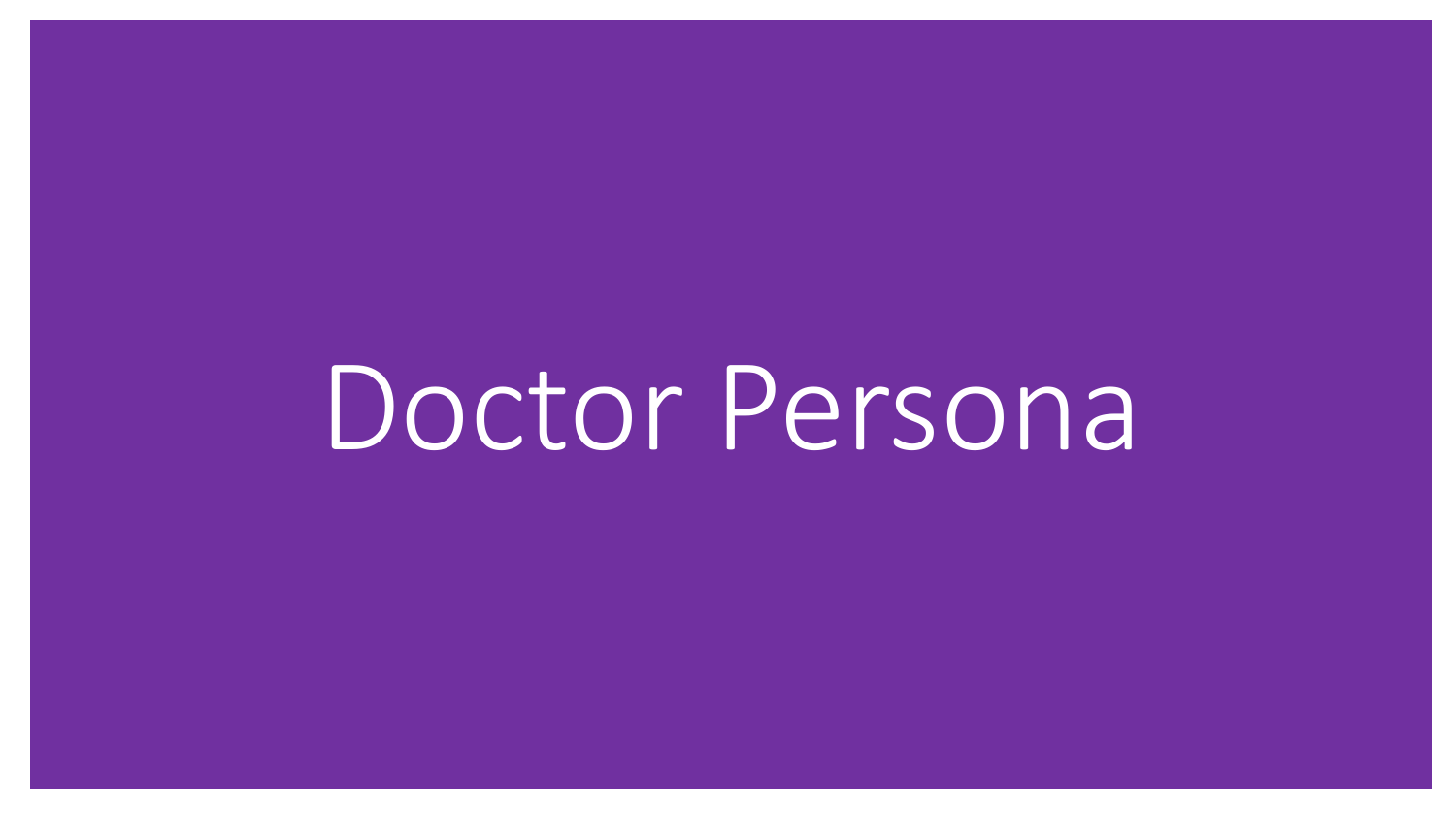# Doctor Persona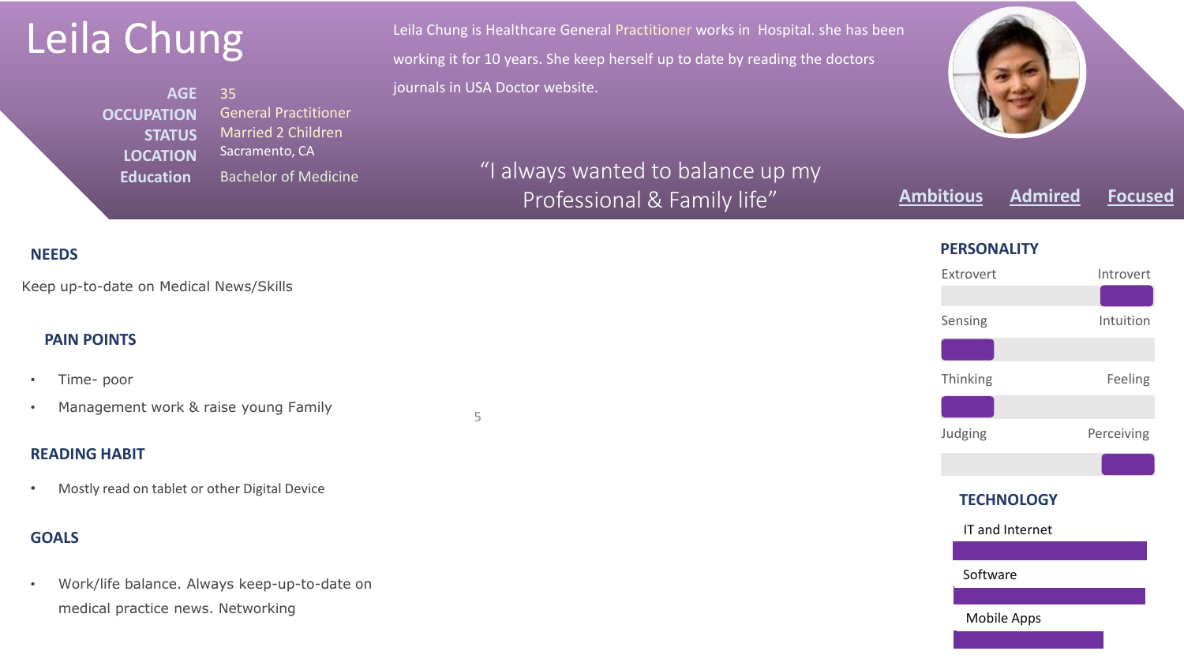# Leila Chung

**AGE** 35
**OCCUPATION** General Practitioner
**STATUS** Married 2 Children
**LOCATION** Sacramento, CA
**Education** Bachelor of Medicine

Leila Chung is Healthcare General Practitioner works in Hospital. she has been working it for 10 years. She keep herself up to date by reading the doctors journals in USA Doctor website.

"I always wanted to balance up my Professional & Family life"

Ambitious Admired Focused

### NEEDS

Keep up-to-date on Medical News/Skills

### PAIN POINTS

- Time- poor
- Management work & raise young Family

### READING HABIT

- Mostly read on tablet or other Digital Device

### GOALS

- Work/life balance. Always keep-up-to-date on medical practice news. Networking

### PERSONALITY

Extrovert Introvert

Sensing Intuition

Thinking Feeling

Judging Perceiving

### TECHNOLOGY

IT and Internet

Software

Mobile Apps